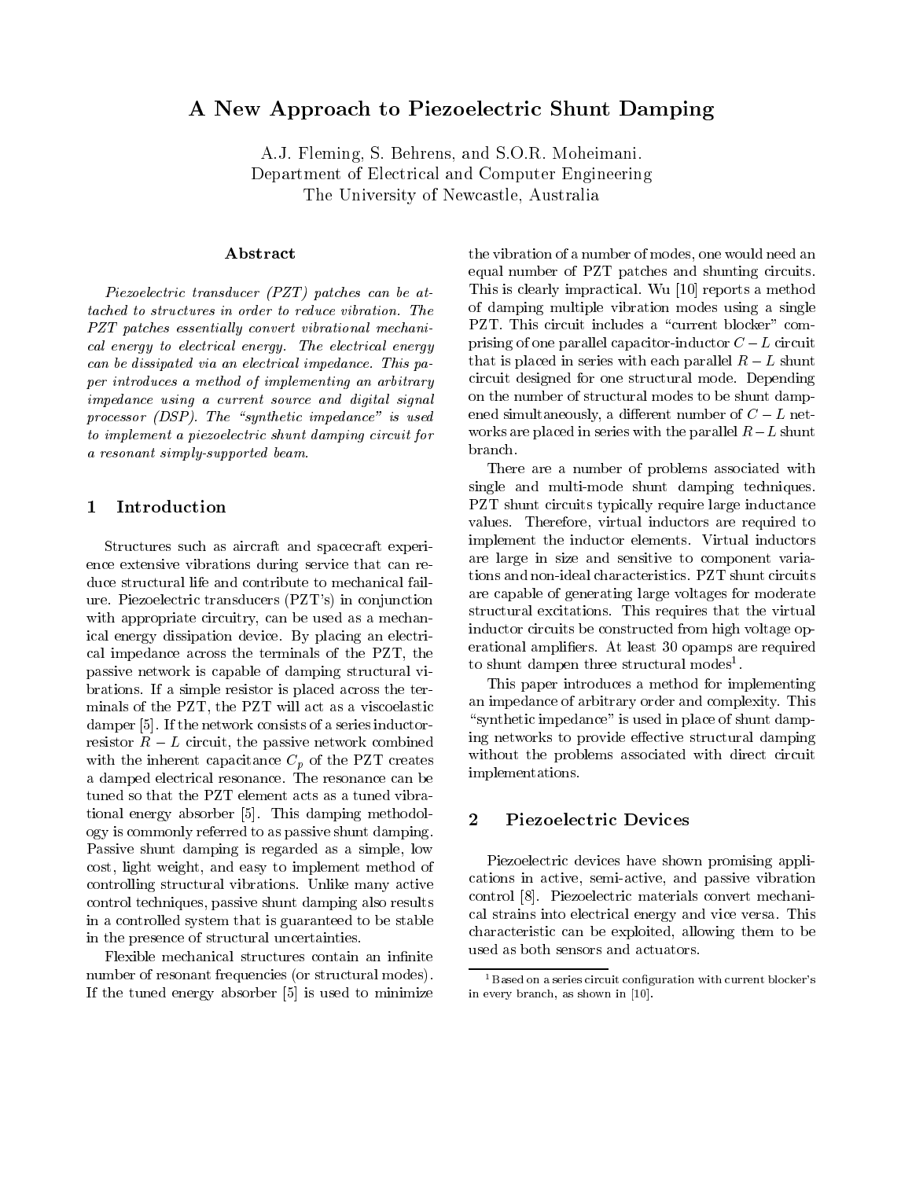# A New Approach to Piezoelectric Shunt Damping

A.J. Fleming, S. Behrens, and S.O.R. Moheimani.
Department of Electrical and Computer Engineering
The University of Newcastle, Australia

## Abstract

*Piezoelectric transducer (PZT) patches can be attached to structures in order to reduce vibration. The PZT patches essentially convert vibrational mechanical energy to electrical energy. The electrical energy can be dissipated via an electrical impedance. This paper introduces a method of implementing an arbitrary impedance using a current source and digital signal processor (DSP). The "synthetic impedance" is used to implement a piezoelectric shunt damping circuit for a resonant simply-supported beam.*

## 1 Introduction

Structures such as aircraft and spacecraft experience extensive vibrations during service that can reduce structural life and contribute to mechanical failure. Piezoelectric transducers (PZT's) in conjunction with appropriate circuitry, can be used as a mechanical energy dissipation device. By placing an electrical impedance across the terminals of the PZT, the passive network is capable of damping structural vibrations. If a simple resistor is placed across the terminals of the PZT, the PZT will act as a viscoelastic damper [5]. If the network consists of a series inductor-resistor $R - L$ circuit, the passive network combined with the inherent capacitance $C_p$ of the PZT creates a damped electrical resonance. The resonance can be tuned so that the PZT element acts as a tuned vibrational energy absorber [5]. This damping methodology is commonly referred to as passive shunt damping. Passive shunt damping is regarded as a simple, low cost, light weight, and easy to implement method of controlling structural vibrations. Unlike many active control techniques, passive shunt damping also results in a controlled system that is guaranteed to be stable in the presence of structural uncertainties.

Flexible mechanical structures contain an infinite number of resonant frequencies (or structural modes). If the tuned energy absorber [5] is used to minimize the vibration of a number of modes, one would need an equal number of PZT patches and shunting circuits. This is clearly impractical. Wu [10] reports a method of damping multiple vibration modes using a single PZT. This circuit includes a "current blocker" comprising of one parallel capacitor-inductor $C - L$ circuit that is placed in series with each parallel $R - L$ shunt circuit designed for one structural mode. Depending on the number of structural modes to be shunt dampened simultaneously, a different number of $C - L$ networks are placed in series with the parallel $R - L$ shunt branch.

There are a number of problems associated with single and multi-mode shunt damping techniques. PZT shunt circuits typically require large inductance values. Therefore, virtual inductors are required to implement the inductor elements. Virtual inductors are large in size and sensitive to component variations and non-ideal characteristics. PZT shunt circuits are capable of generating large voltages for moderate structural excitations. This requires that the virtual inductor circuits be constructed from high voltage operational amplifiers. At least 30 opamps are required to shunt dampen three structural modes[1].

This paper introduces a method for implementing an impedance of arbitrary order and complexity. This "synthetic impedance" is used in place of shunt damping networks to provide effective structural damping without the problems associated with direct circuit implementations.

## 2 Piezoelectric Devices

Piezoelectric devices have shown promising applications in active, semi-active, and passive vibration control [8]. Piezoelectric materials convert mechanical strains into electrical energy and vice versa. This characteristic can be exploited, allowing them to be used as both sensors and actuators.

[1] Based on a series circuit configuration with current blocker's in every branch, as shown in [10].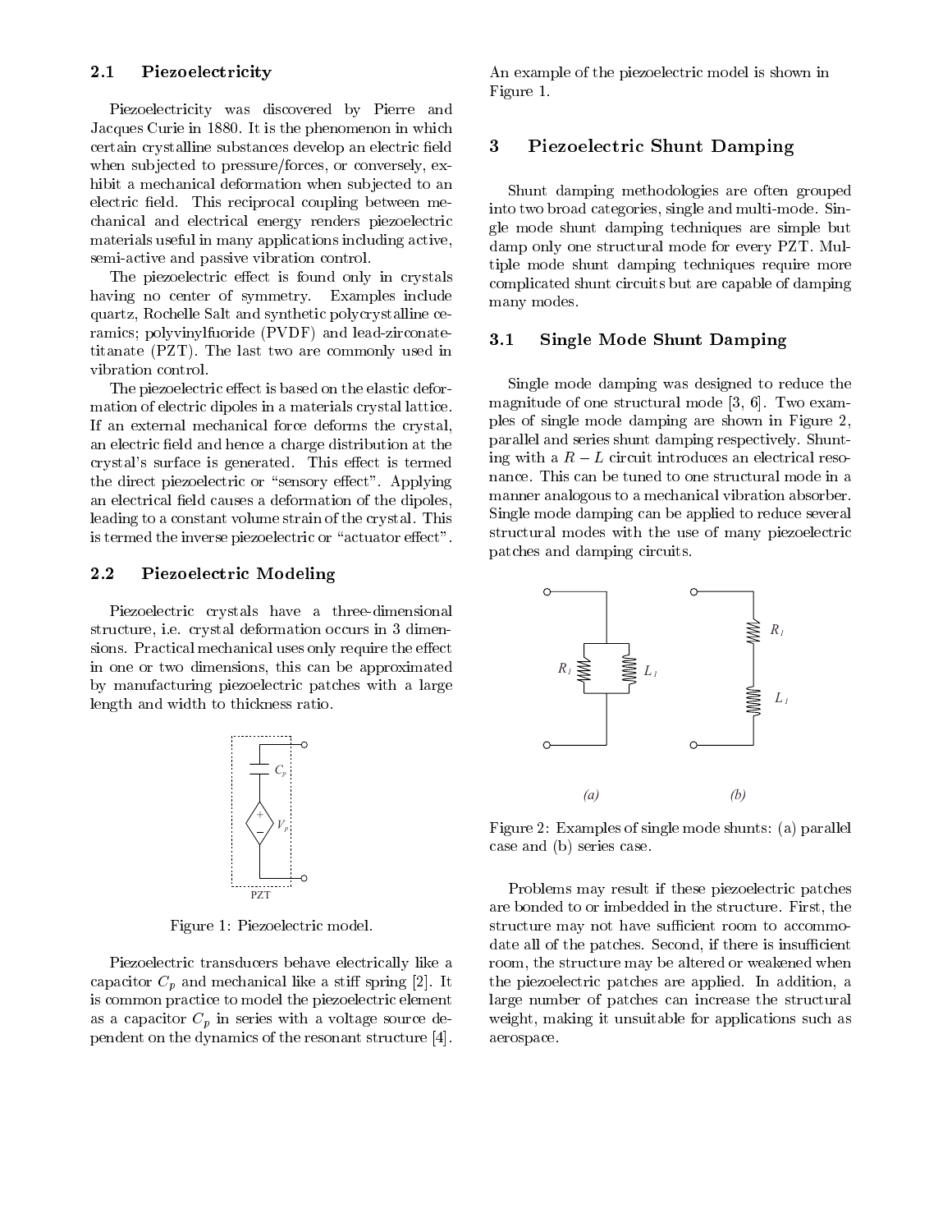## 2.1 Piezoelectricity

Piezoelectricity was discovered by Pierre and Jacques Curie in 1880. It is the phenomenon in which certain crystalline substances develop an electric field when subjected to pressure/forces, or conversely, exhibit a mechanical deformation when subjected to an electric field. This reciprocal coupling between mechanical and electrical energy renders piezoelectric materials useful in many applications including active, semi-active and passive vibration control.

The piezoelectric effect is found only in crystals having no center of symmetry. Examples include quartz, Rochelle Salt and synthetic polycrystalline ceramics; polyvinylfuoride (PVDF) and lead-zirconate-titanate (PZT). The last two are commonly used in vibration control.

The piezoelectric effect is based on the elastic deformation of electric dipoles in a materials crystal lattice. If an external mechanical force deforms the crystal, an electric field and hence a charge distribution at the crystal's surface is generated. This effect is termed the direct piezoelectric or "sensory effect". Applying an electrical field causes a deformation of the dipoles, leading to a constant volume strain of the crystal. This is termed the inverse piezoelectric or "actuator effect".

## 2.2 Piezoelectric Modeling

Piezoelectric crystals have a three-dimensional structure, i.e. crystal deformation occurs in 3 dimensions. Practical mechanical uses only require the effect in one or two dimensions, this can be approximated by manufacturing piezoelectric patches with a large length and width to thickness ratio.

Figure 1: Piezoelectric model.

Piezoelectric transducers behave electrically like a capacitor $C_p$ and mechanical like a stiff spring [2]. It is common practice to model the piezoelectric element as a capacitor $C_p$ in series with a voltage source dependent on the dynamics of the resonant structure [4]. An example of the piezoelectric model is shown in Figure 1.

# 3 Piezoelectric Shunt Damping

Shunt damping methodologies are often grouped into two broad categories, single and multi-mode. Single mode shunt damping techniques are simple but damp only one structural mode for every PZT. Multiple mode shunt damping techniques require more complicated shunt circuits but are capable of damping many modes.

## 3.1 Single Mode Shunt Damping

Single mode damping was designed to reduce the magnitude of one structural mode [3, 6]. Two examples of single mode damping are shown in Figure 2, parallel and series shunt damping respectively. Shunting with a $R-L$ circuit introduces an electrical resonance. This can be tuned to one structural mode in a manner analogous to a mechanical vibration absorber. Single mode damping can be applied to reduce several structural modes with the use of many piezoelectric patches and damping circuits.

Figure 2: Examples of single mode shunts: (a) parallel case and (b) series case.

Problems may result if these piezoelectric patches are bonded to or imbedded in the structure. First, the structure may not have sufficient room to accommodate all of the patches. Second, if there is insufficient room, the structure may be altered or weakened when the piezoelectric patches are applied. In addition, a large number of patches can increase the structural weight, making it unsuitable for applications such as aerospace.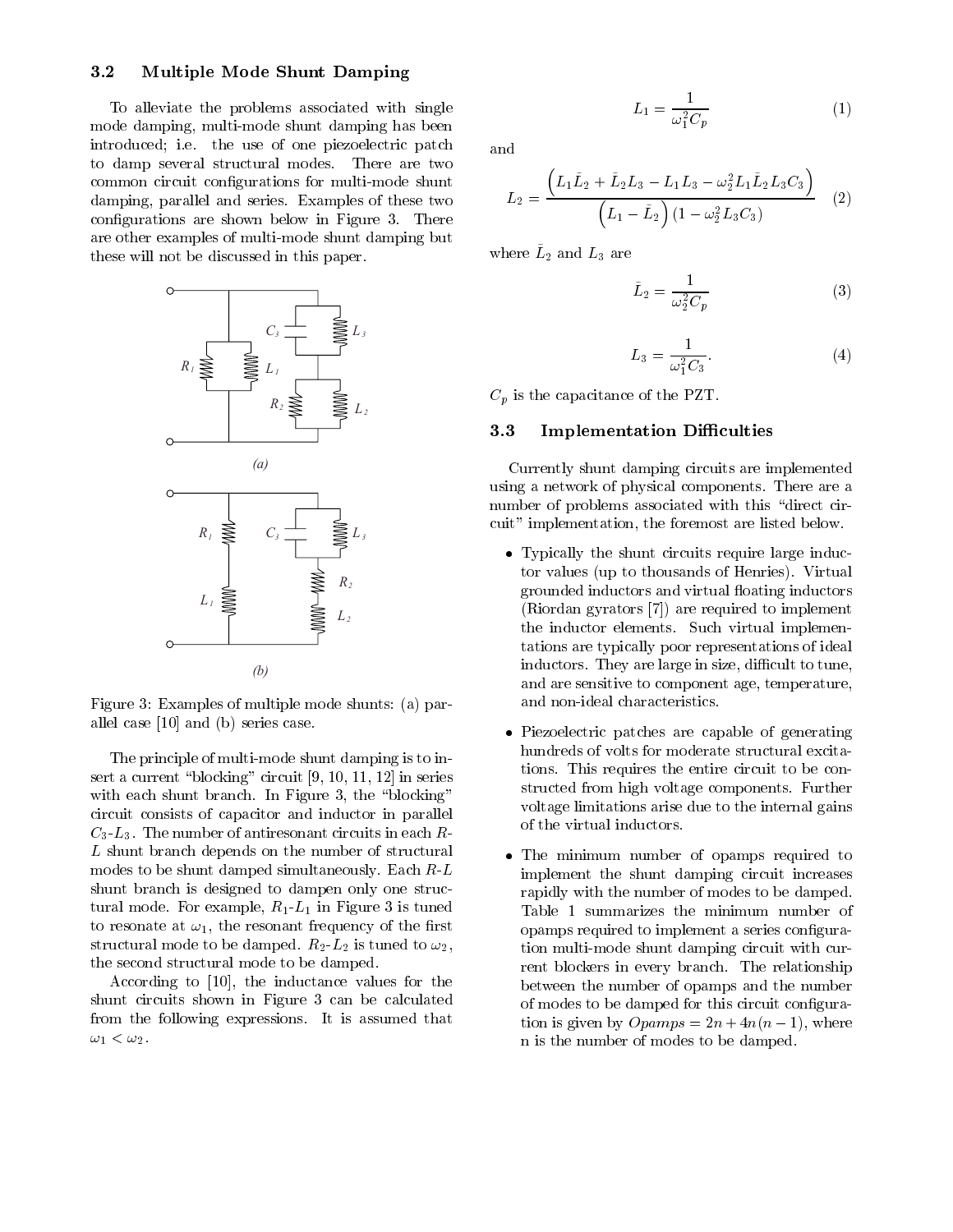### 3.2 Multiple Mode Shunt Damping

To alleviate the problems associated with single mode damping, multi-mode shunt damping has been introduced; i.e. the use of one piezoelectric patch to damp several structural modes. There are two common circuit configurations for multi-mode shunt damping, parallel and series. Examples of these two configurations are shown below in Figure 3. There are other examples of multi-mode shunt damping but these will not be discussed in this paper.

Figure 3: Examples of multiple mode shunts: (a) parallel case [10] and (b) series case.

The principle of multi-mode shunt damping is to insert a current "blocking" circuit [9, 10, 11, 12] in series with each shunt branch. In Figure 3, the "blocking" circuit consists of capacitor and inductor in parallel $C_3$-$L_3$. The number of antiresonant circuits in each $R$-$L$ shunt branch depends on the number of structural modes to be shunt damped simultaneously. Each $R$-$L$ shunt branch is designed to dampen only one structural mode. For example, $R_1$-$L_1$ in Figure 3 is tuned to resonate at $\omega_1$, the resonant frequency of the first structural mode to be damped. $R_2$-$L_2$ is tuned to $\omega_2$, the second structural mode to be damped.

According to [10], the inductance values for the shunt circuits shown in Figure 3 can be calculated from the following expressions. It is assumed that $\omega_1 < \omega_2$.

$$L_1 = \frac{1}{\omega_1^2 C_p} \tag{1}$$

and

$$L_2 = \frac{\left(L_1 \bar{L}_2 + \bar{L}_2 L_3 - L_1 L_3 - \omega_2^2 L_1 \bar{L}_2 L_3 C_3\right)}{\left(L_1 - \bar{L}_2\right)\left(1 - \omega_2^2 L_3 C_3\right)} \tag{2}$$

where $\bar{L}_2$ and $L_3$ are

$$\bar{L}_2 = \frac{1}{\omega_2^2 C_p} \tag{3}$$

$$L_3 = \frac{1}{\omega_1^2 C_3}. \tag{4}$$

$C_p$ is the capacitance of the PZT.

### 3.3 Implementation Difficulties

Currently shunt damping circuits are implemented using a network of physical components. There are a number of problems associated with this "direct circuit" implementation, the foremost are listed below.

- Typically the shunt circuits require large inductor values (up to thousands of Henries). Virtual grounded inductors and virtual floating inductors (Riordan gyrators [7]) are required to implement the inductor elements. Such virtual implementations are typically poor representations of ideal inductors. They are large in size, difficult to tune, and are sensitive to component age, temperature, and non-ideal characteristics.

- Piezoelectric patches are capable of generating hundreds of volts for moderate structural excitations. This requires the entire circuit to be constructed from high voltage components. Further voltage limitations arise due to the internal gains of the virtual inductors.

- The minimum number of opamps required to implement the shunt damping circuit increases rapidly with the number of modes to be damped. Table 1 summarizes the minimum number of opamps required to implement a series configuration multi-mode shunt damping circuit with current blockers in every branch. The relationship between the number of opamps and the number of modes to be damped for this circuit configuration is given by $Opamps = 2n + 4n(n-1)$, where n is the number of modes to be damped.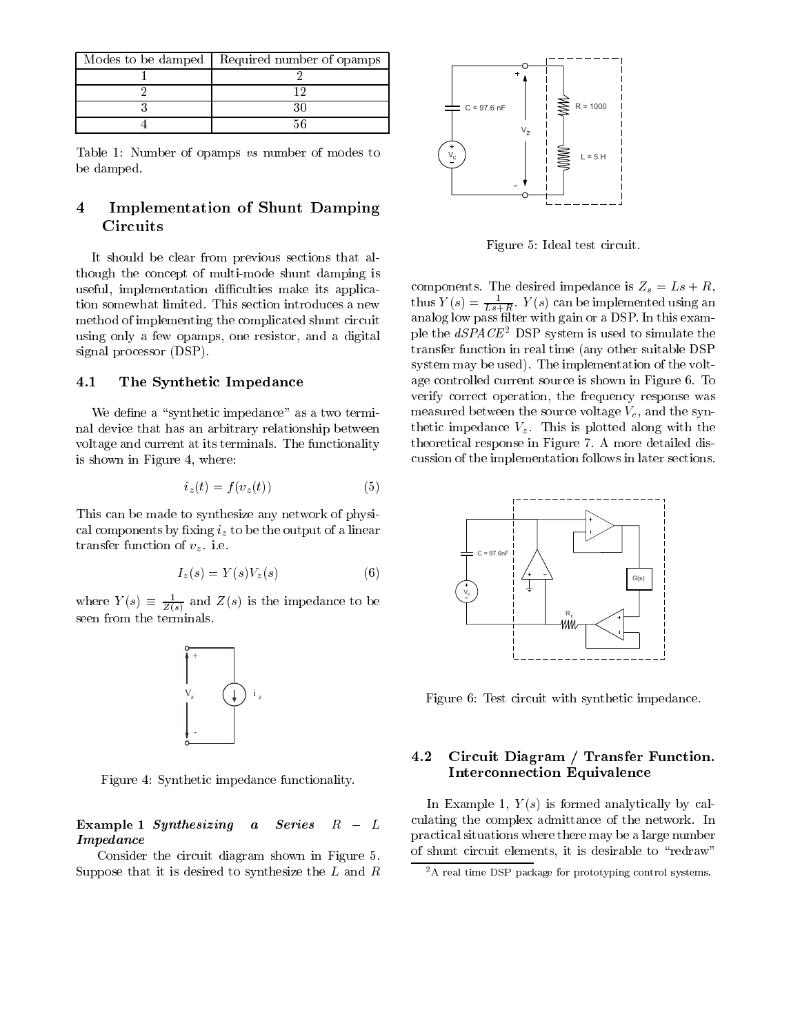| Modes to be damped | Required number of opamps |
| --- | --- |
| 1 | 2 |
| 2 | 12 |
| 3 | 30 |
| 4 | 56 |

Table 1: Number of opamps *vs* number of modes to be damped.

# 4 Implementation of Shunt Damping Circuits

It should be clear from previous sections that although the concept of multi-mode shunt damping is useful, implementation difficulties make its application somewhat limited. This section introduces a new method of implementing the complicated shunt circuit using only a few opamps, one resistor, and a digital signal processor (DSP).

## 4.1 The Synthetic Impedance

We define a "synthetic impedance" as a two terminal device that has an arbitrary relationship between voltage and current at its terminals. The functionality is shown in Figure 4, where:

$$i_z(t) = f(v_z(t)) \tag{5}$$

This can be made to synthesize any network of physical components by fixing $i_z$ to be the output of a linear transfer function of $v_z$. i.e.

$$I_z(s) = Y(s)V_z(s) \tag{6}$$

where $Y(s) \equiv \frac{1}{Z(s)}$ and $Z(s)$ is the impedance to be seen from the terminals.

Figure 4: Synthetic impedance functionality.

**Example 1** ***Synthesizing a Series $R - L$ Impedance***

Consider the circuit diagram shown in Figure 5. Suppose that it is desired to synthesize the $L$ and $R$ components. The desired impedance is $Z_s = Ls + R$, thus $Y(s) = \frac{1}{Ls+R}$. $Y(s)$ can be implemented using an analog low pass filter with gain or a DSP. In this example the *dSPACE*[2] DSP system is used to simulate the transfer function in real time (any other suitable DSP system may be used). The implementation of the voltage controlled current source is shown in Figure 6. To verify correct operation, the frequency response was measured between the source voltage $V_c$, and the synthetic impedance $V_z$. This is plotted along with the theoretical response in Figure 7. A more detailed discussion of the implementation follows in later sections.

Figure 5: Ideal test circuit.

Figure 6: Test circuit with synthetic impedance.

## 4.2 Circuit Diagram / Transfer Function. Interconnection Equivalence

In Example 1, $Y(s)$ is formed analytically by calculating the complex admittance of the network. In practical situations where there may be a large number of shunt circuit elements, it is desirable to "redraw"

[2] A real time DSP package for prototyping control systems.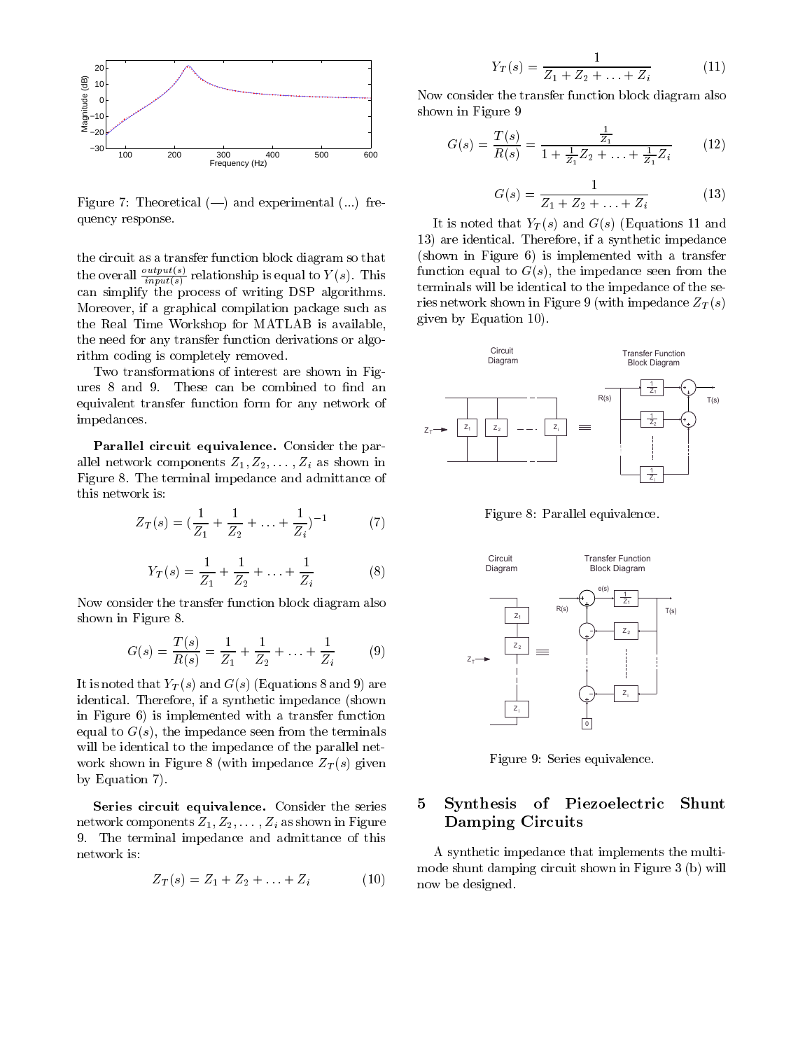Figure 7: Theoretical (—) and experimental (...) frequency response.

the circuit as a transfer function block diagram so that the overall $\frac{output(s)}{input(s)}$ relationship is equal to $Y(s)$. This can simplify the process of writing DSP algorithms. Moreover, if a graphical compilation package such as the Real Time Workshop for MATLAB is available, the need for any transfer function derivations or algorithm coding is completely removed.

Two transformations of interest are shown in Figures 8 and 9. These can be combined to find an equivalent transfer function form for any network of impedances.

**Parallel circuit equivalence.** Consider the parallel network components $Z_1, Z_2, \ldots, Z_i$ as shown in Figure 8. The terminal impedance and admittance of this network is:

$$Z_T(s) = (\frac{1}{Z_1} + \frac{1}{Z_2} + \ldots + \frac{1}{Z_i})^{-1} \tag{7}$$

$$Y_T(s) = \frac{1}{Z_1} + \frac{1}{Z_2} + \ldots + \frac{1}{Z_i} \tag{8}$$

Now consider the transfer function block diagram also shown in Figure 8.

$$G(s) = \frac{T(s)}{R(s)} = \frac{1}{Z_1} + \frac{1}{Z_2} + \ldots + \frac{1}{Z_i} \tag{9}$$

It is noted that $Y_T(s)$ and $G(s)$ (Equations 8 and 9) are identical. Therefore, if a synthetic impedance (shown in Figure 6) is implemented with a transfer function equal to $G(s)$, the impedance seen from the terminals will be identical to the impedance of the parallel network shown in Figure 8 (with impedance $Z_T(s)$ given by Equation 7).

**Series circuit equivalence.** Consider the series network components $Z_1, Z_2, \ldots, Z_i$ as shown in Figure 9. The terminal impedance and admittance of this network is:

$$Z_T(s) = Z_1 + Z_2 + \ldots + Z_i \tag{10}$$

$$Y_T(s) = \frac{1}{Z_1 + Z_2 + \ldots + Z_i} \tag{11}$$

Now consider the transfer function block diagram also shown in Figure 9

$$G(s) = \frac{T(s)}{R(s)} = \frac{\frac{1}{Z_1}}{1 + \frac{1}{Z_1}Z_2 + \ldots + \frac{1}{Z_1}Z_i} \tag{12}$$

$$G(s) = \frac{1}{Z_1 + Z_2 + \ldots + Z_i} \tag{13}$$

It is noted that $Y_T(s)$ and $G(s)$ (Equations 11 and 13) are identical. Therefore, if a synthetic impedance (shown in Figure 6) is implemented with a transfer function equal to $G(s)$, the impedance seen from the terminals will be identical to the impedance of the series network shown in Figure 9 (with impedance $Z_T(s)$ given by Equation 10).

Figure 8: Parallel equivalence.

Figure 9: Series equivalence.

## 5 Synthesis of Piezoelectric Shunt Damping Circuits

A synthetic impedance that implements the multi-mode shunt damping circuit shown in Figure 3 (b) will now be designed.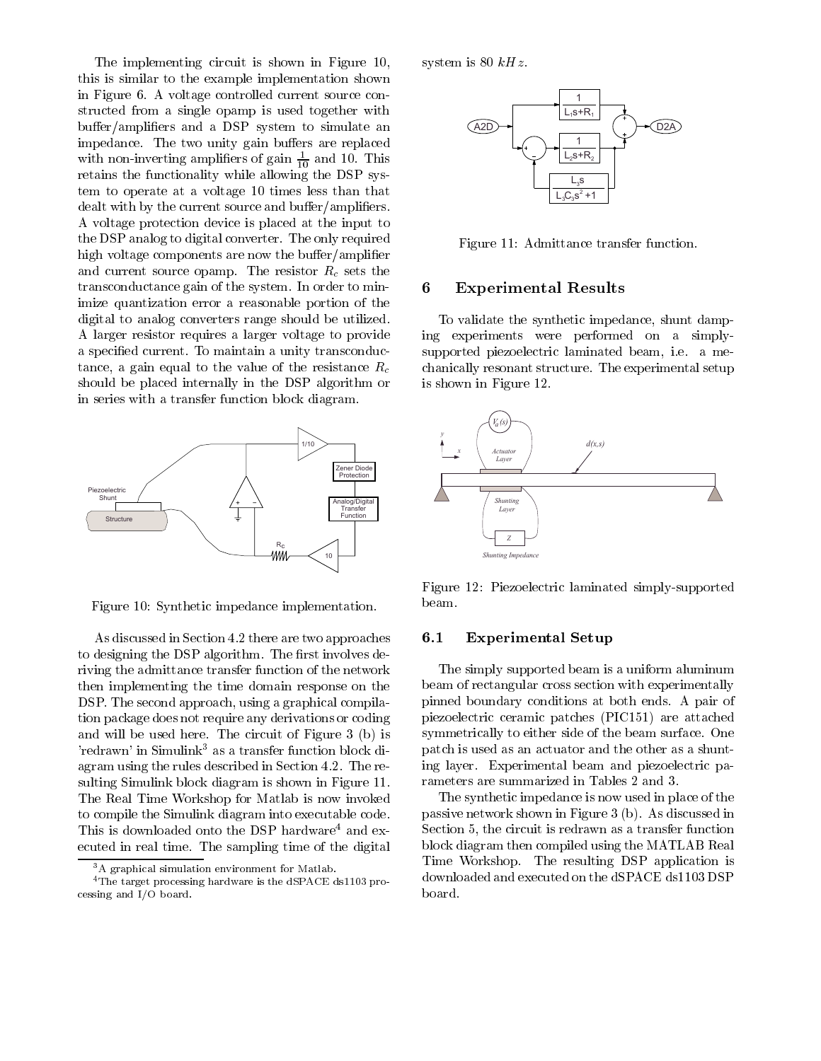The implementing circuit is shown in Figure 10, this is similar to the example implementation shown in Figure 6. A voltage controlled current source constructed from a single opamp is used together with buffer/amplifiers and a DSP system to simulate an impedance. The two unity gain buffers are replaced with non-inverting amplifiers of gain $\frac{1}{10}$ and 10. This retains the functionality while allowing the DSP system to operate at a voltage 10 times less than that dealt with by the current source and buffer/amplifiers. A voltage protection device is placed at the input to the DSP analog to digital converter. The only required high voltage components are now the buffer/amplifier and current source opamp. The resistor $R_c$ sets the transconductance gain of the system. In order to minimize quantization error a reasonable portion of the digital to analog converters range should be utilized. A larger resistor requires a larger voltage to provide a specified current. To maintain a unity transconductance, a gain equal to the value of the resistance $R_c$ should be placed internally in the DSP algorithm or in series with a transfer function block diagram.

Figure 10: Synthetic impedance implementation.

As discussed in Section 4.2 there are two approaches to designing the DSP algorithm. The first involves deriving the admittance transfer function of the network then implementing the time domain response on the DSP. The second approach, using a graphical compilation package does not require any derivations or coding and will be used here. The circuit of Figure 3 (b) is 'redrawn' in Simulink[3] as a transfer function block diagram using the rules described in Section 4.2. The resulting Simulink block diagram is shown in Figure 11. The Real Time Workshop for Matlab is now invoked to compile the Simulink diagram into executable code. This is downloaded onto the DSP hardware[4] and executed in real time. The sampling time of the digital system is 80 $kHz$.

[3] A graphical simulation environment for Matlab.

[4] The target processing hardware is the dSPACE ds1103 processing and I/O board.

Figure 11: Admittance transfer function.

## 6 Experimental Results

To validate the synthetic impedance, shunt damping experiments were performed on a simply-supported piezoelectric laminated beam, i.e. a mechanically resonant structure. The experimental setup is shown in Figure 12.

Figure 12: Piezoelectric laminated simply-supported beam.

### 6.1 Experimental Setup

The simply supported beam is a uniform aluminum beam of rectangular cross section with experimentally pinned boundary conditions at both ends. A pair of piezoelectric ceramic patches (PIC151) are attached symmetrically to either side of the beam surface. One patch is used as an actuator and the other as a shunting layer. Experimental beam and piezoelectric parameters are summarized in Tables 2 and 3.

The synthetic impedance is now used in place of the passive network shown in Figure 3 (b). As discussed in Section 5, the circuit is redrawn as a transfer function block diagram then compiled using the MATLAB Real Time Workshop. The resulting DSP application is downloaded and executed on the dSPACE ds1103 DSP board.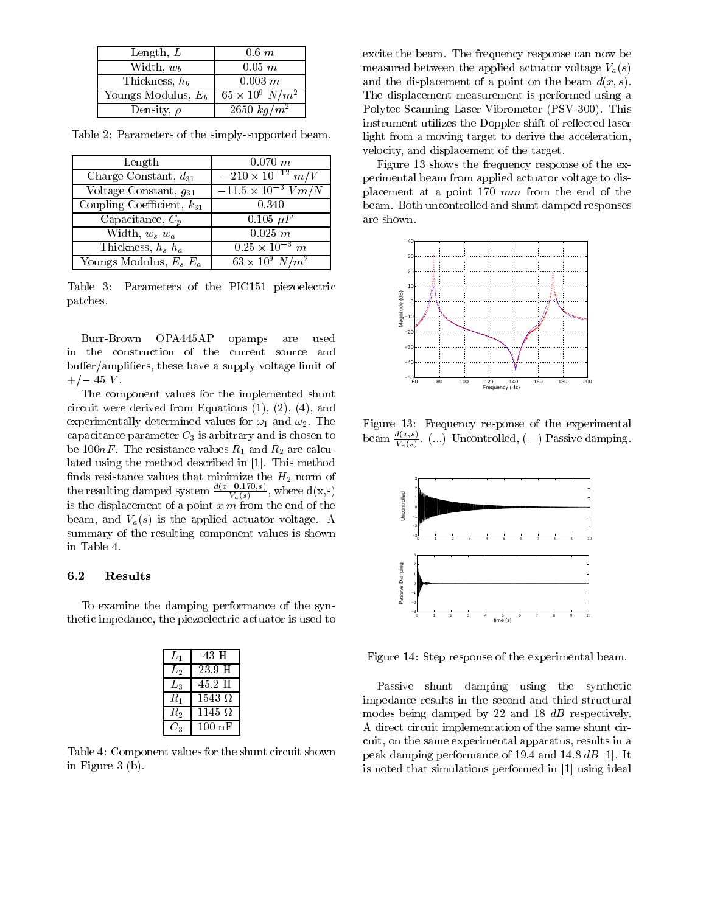| Length, $L$ | $0.6\ m$ |
| --- | --- |
| Width, $w_b$ | $0.05\ m$ |
| Thickness, $h_b$ | $0.003\ m$ |
| Youngs Modulus, $E_b$ | $65 \times 10^9\ N/m^2$ |
| Density, $\rho$ | $2650\ kg/m^3$ |

Table 2: Parameters of the simply-supported beam.

| Length | $0.070\ m$ |
| --- | --- |
| Charge Constant, $d_{31}$ | $-210 \times 10^{-12}\ m/V$ |
| Voltage Constant, $g_{31}$ | $-11.5 \times 10^{-3}\ Vm/N$ |
| Coupling Coefficient, $k_{31}$ | 0.340 |
| Capacitance, $C_p$ | $0.105\ \mu F$ |
| Width, $w_s\ w_a$ | $0.025\ m$ |
| Thickness, $h_s\ h_a$ | $0.25 \times 10^{-3}\ m$ |
| Youngs Modulus, $E_s\ E_a$ | $63 \times 10^9\ N/m^2$ |

Table 3: Parameters of the PIC151 piezoelectric patches.

Burr-Brown OPA445AP opamps are used in the construction of the current source and buffer/amplifiers, these have a supply voltage limit of $+/-\ 45\ V$.

The component values for the implemented shunt circuit were derived from Equations (1), (2), (4), and experimentally determined values for $\omega_1$ and $\omega_2$. The capacitance parameter $C_3$ is arbitrary and is chosen to be $100nF$. The resistance values $R_1$ and $R_2$ are calculated using the method described in [1]. This method finds resistance values that minimize the $H_2$ norm of the resulting damped system $\frac{d(x=0.170,s)}{V_a(s)}$, where d(x,s) is the displacement of a point $x\ m$ from the end of the beam, and $V_a(s)$ is the applied actuator voltage. A summary of the resulting component values is shown in Table 4.

## 6.2 Results

To examine the damping performance of the synthetic impedance, the piezoelectric actuator is used to excite the beam. The frequency response can now be measured between the applied actuator voltage $V_a(s)$ and the displacement of a point on the beam $d(x,s)$. The displacement measurement is performed using a Polytec Scanning Laser Vibrometer (PSV-300). This instrument utilizes the Doppler shift of reflected laser light from a moving target to derive the acceleration, velocity, and displacement of the target.

Figure 13 shows the frequency response of the experimental beam from applied actuator voltage to displacement at a point 170 $mm$ from the end of the beam. Both uncontrolled and shunt damped responses are shown.

| $L_1$ | 43 H |
| --- | --- |
| $L_2$ | 23.9 H |
| $L_3$ | 45.2 H |
| $R_1$ | 1543 Ω |
| $R_2$ | 1145 Ω |
| $C_3$ | 100 nF |

Table 4: Component values for the shunt circuit shown in Figure 3 (b).

Figure 13: Frequency response of the experimental beam $\frac{d(x,s)}{V_a(s)}$. (...) Uncontrolled, (—) Passive damping.

Figure 14: Step response of the experimental beam.

Passive shunt damping using the synthetic impedance results in the second and third structural modes being damped by 22 and 18 $dB$ respectively. A direct circuit implementation of the same shunt circuit, on the same experimental apparatus, results in a peak damping performance of 19.4 and 14.8 $dB$ [1]. It is noted that simulations performed in [1] using ideal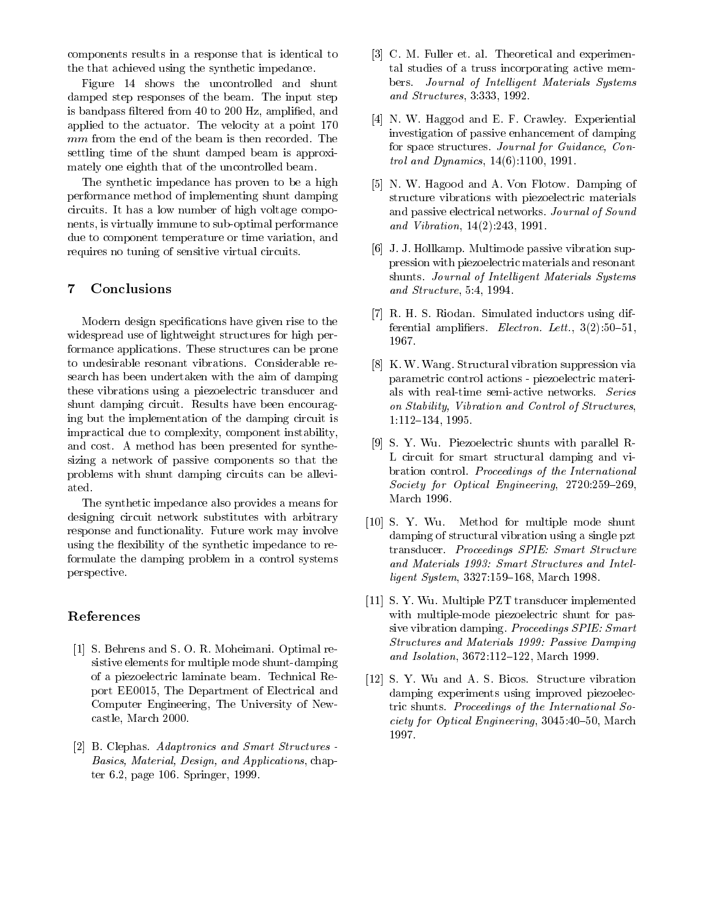components results in a response that is identical to the that achieved using the synthetic impedance.

Figure 14 shows the uncontrolled and shunt damped step responses of the beam. The input step is bandpass filtered from 40 to 200 Hz, amplified, and applied to the actuator. The velocity at a point 170 *mm* from the end of the beam is then recorded. The settling time of the shunt damped beam is approximately one eighth that of the uncontrolled beam.

The synthetic impedance has proven to be a high performance method of implementing shunt damping circuits. It has a low number of high voltage components, is virtually immune to sub-optimal performance due to component temperature or time variation, and requires no tuning of sensitive virtual circuits.

## 7 Conclusions

Modern design specifications have given rise to the widespread use of lightweight structures for high performance applications. These structures can be prone to undesirable resonant vibrations. Considerable research has been undertaken with the aim of damping these vibrations using a piezoelectric transducer and shunt damping circuit. Results have been encouraging but the implementation of the damping circuit is impractical due to complexity, component instability, and cost. A method has been presented for synthesizing a network of passive components so that the problems with shunt damping circuits can be alleviated.

The synthetic impedance also provides a means for designing circuit network substitutes with arbitrary response and functionality. Future work may involve using the flexibility of the synthetic impedance to reformulate the damping problem in a control systems perspective.

## References

[1] S. Behrens and S. O. R. Moheimani. Optimal resistive elements for multiple mode shunt-damping of a piezoelectric laminate beam. Technical Report EE0015, The Department of Electrical and Computer Engineering, The University of Newcastle, March 2000.

[2] B. Clephas. *Adaptronics and Smart Structures - Basics, Material, Design, and Applications*, chapter 6.2, page 106. Springer, 1999.

[3] C. M. Fuller et. al. Theoretical and experimental studies of a truss incorporating active members. *Journal of Intelligent Materials Systems and Structures*, 3:333, 1992.

[4] N. W. Haggod and E. F. Crawley. Experiential investigation of passive enhancement of damping for space structures. *Journal for Guidance, Control and Dynamics*, 14(6):1100, 1991.

[5] N. W. Hagood and A. Von Flotow. Damping of structure vibrations with piezoelectric materials and passive electrical networks. *Journal of Sound and Vibration*, 14(2):243, 1991.

[6] J. J. Hollkamp. Multimode passive vibration suppression with piezoelectric materials and resonant shunts. *Journal of Intelligent Materials Systems and Structure*, 5:4, 1994.

[7] R. H. S. Riodan. Simulated inductors using differential amplifiers. *Electron. Lett.*, 3(2):50–51, 1967.

[8] K. W. Wang. Structural vibration suppression via parametric control actions - piezoelectric materials with real-time semi-active networks. *Series on Stability, Vibration and Control of Structures*, 1:112–134, 1995.

[9] S. Y. Wu. Piezoelectric shunts with parallel R-L circuit for smart structural damping and vibration control. *Proceedings of the International Society for Optical Engineering*, 2720:259–269, March 1996.

[10] S. Y. Wu. Method for multiple mode shunt damping of structural vibration using a single pzt transducer. *Proceedings SPIE: Smart Structure and Materials 1993: Smart Structures and Intelligent System*, 3327:159–168, March 1998.

[11] S. Y. Wu. Multiple PZT transducer implemented with multiple-mode piezoelectric shunt for passive vibration damping. *Proceedings SPIE: Smart Structures and Materials 1999: Passive Damping and Isolation*, 3672:112–122, March 1999.

[12] S. Y. Wu and A. S. Bicos. Structure vibration damping experiments using improved piezoelectric shunts. *Proceedings of the International Society for Optical Engineering*, 3045:40–50, March 1997.